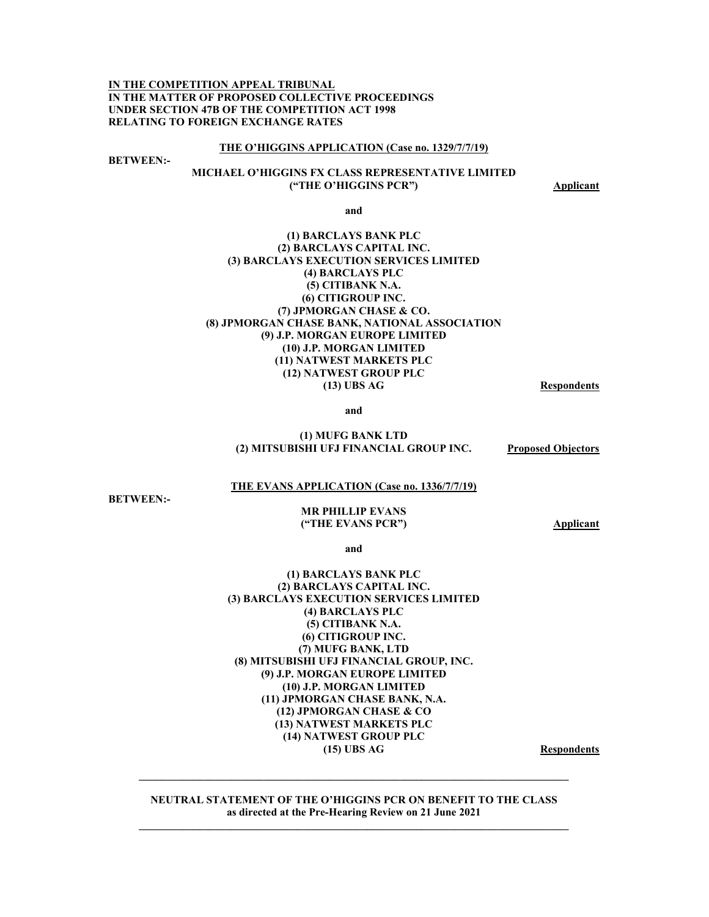**IN THE COMPETITION APPEAL TRIBUNAL**
**IN THE MATTER OF PROPOSED COLLECTIVE PROCEEDINGS**
**UNDER SECTION 47B OF THE COMPETITION ACT 1998**
**RELATING TO FOREIGN EXCHANGE RATES**

**THE O'HIGGINS APPLICATION (Case no. 1329/7/7/19)**

**BETWEEN:-**

**MICHAEL O'HIGGINS FX CLASS REPRESENTATIVE LIMITED**
**("THE O'HIGGINS PCR")** — **Applicant**

**and**

**(1) BARCLAYS BANK PLC**
**(2) BARCLAYS CAPITAL INC.**
**(3) BARCLAYS EXECUTION SERVICES LIMITED**
**(4) BARCLAYS PLC**
**(5) CITIBANK N.A.**
**(6) CITIGROUP INC.**
**(7) JPMORGAN CHASE & CO.**
**(8) JPMORGAN CHASE BANK, NATIONAL ASSOCIATION**
**(9) J.P. MORGAN EUROPE LIMITED**
**(10) J.P. MORGAN LIMITED**
**(11) NATWEST MARKETS PLC**
**(12) NATWEST GROUP PLC**
**(13) UBS AG** — **Respondents**

**and**

**(1) MUFG BANK LTD**
**(2) MITSUBISHI UFJ FINANCIAL GROUP INC.** — **Proposed Objectors**

**THE EVANS APPLICATION (Case no. 1336/7/7/19)**

**BETWEEN:-**

**MR PHILLIP EVANS**
**("THE EVANS PCR")** — **Applicant**

**and**

**(1) BARCLAYS BANK PLC**
**(2) BARCLAYS CAPITAL INC.**
**(3) BARCLAYS EXECUTION SERVICES LIMITED**
**(4) BARCLAYS PLC**
**(5) CITIBANK N.A.**
**(6) CITIGROUP INC.**
**(7) MUFG BANK, LTD**
**(8) MITSUBISHI UFJ FINANCIAL GROUP, INC.**
**(9) J.P. MORGAN EUROPE LIMITED**
**(10) J.P. MORGAN LIMITED**
**(11) JPMORGAN CHASE BANK, N.A.**
**(12) JPMORGAN CHASE & CO**
**(13) NATWEST MARKETS PLC**
**(14) NATWEST GROUP PLC**
**(15) UBS AG** — **Respondents**

---

**NEUTRAL STATEMENT OF THE O'HIGGINS PCR ON BENEFIT TO THE CLASS**
**as directed at the Pre-Hearing Review on 21 June 2021**

---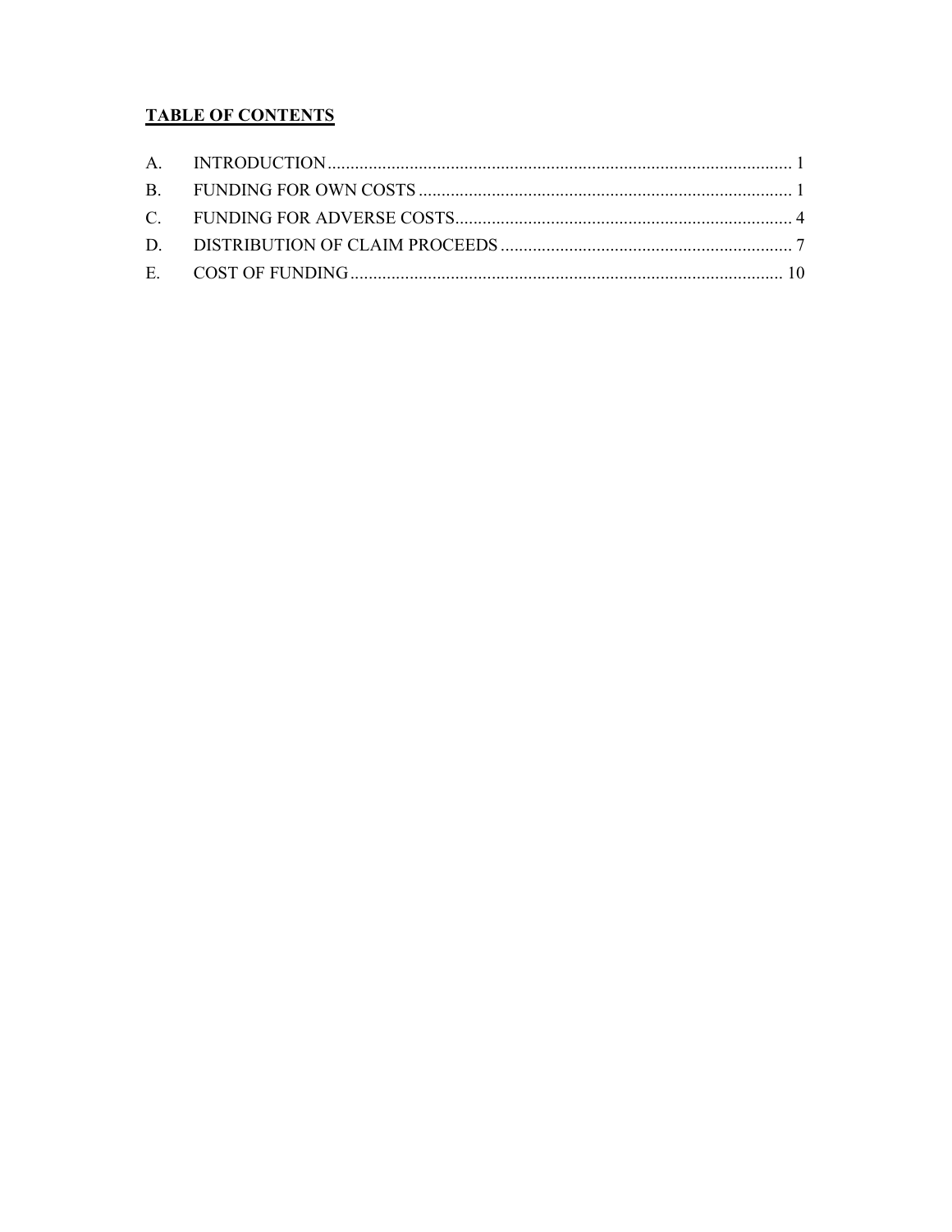**TABLE OF CONTENTS**

A. INTRODUCTION ..... 1
B. FUNDING FOR OWN COSTS ..... 1
C. FUNDING FOR ADVERSE COSTS ..... 4
D. DISTRIBUTION OF CLAIM PROCEEDS ..... 7
E. COST OF FUNDING ..... 10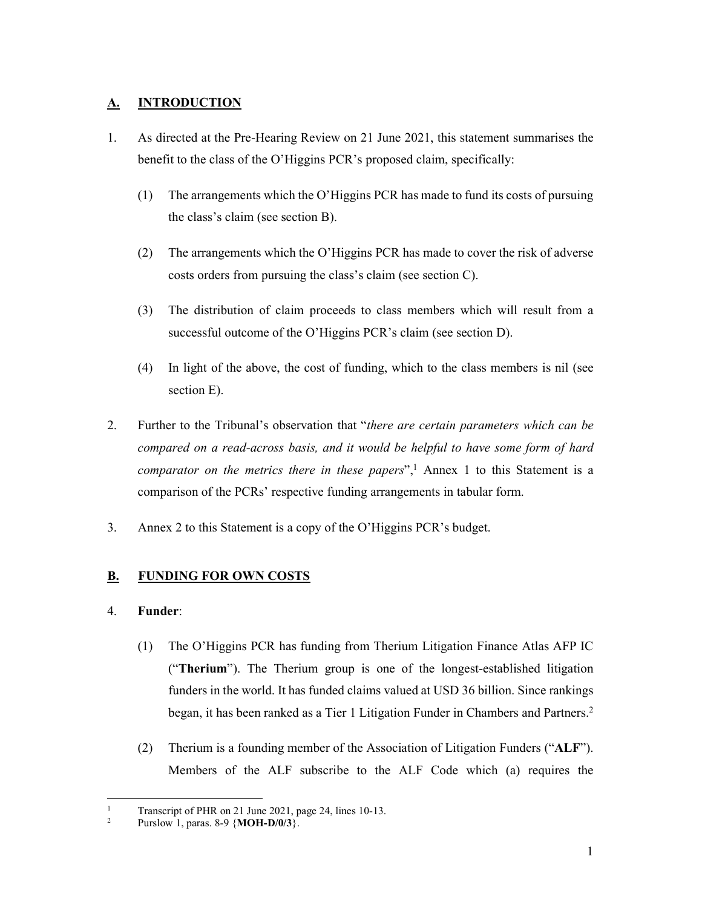## A. INTRODUCTION

1. As directed at the Pre-Hearing Review on 21 June 2021, this statement summarises the benefit to the class of the O'Higgins PCR's proposed claim, specifically:

   (1) The arrangements which the O'Higgins PCR has made to fund its costs of pursuing the class's claim (see section B).

   (2) The arrangements which the O'Higgins PCR has made to cover the risk of adverse costs orders from pursuing the class's claim (see section C).

   (3) The distribution of claim proceeds to class members which will result from a successful outcome of the O'Higgins PCR's claim (see section D).

   (4) In light of the above, the cost of funding, which to the class members is nil (see section E).

2. Further to the Tribunal's observation that "*there are certain parameters which can be compared on a read-across basis, and it would be helpful to have some form of hard comparator on the metrics there in these papers*",[1] Annex 1 to this Statement is a comparison of the PCRs' respective funding arrangements in tabular form.

3. Annex 2 to this Statement is a copy of the O'Higgins PCR's budget.

## B. FUNDING FOR OWN COSTS

4. **Funder**:

   (1) The O'Higgins PCR has funding from Therium Litigation Finance Atlas AFP IC ("**Therium**"). The Therium group is one of the longest-established litigation funders in the world. It has funded claims valued at USD 36 billion. Since rankings began, it has been ranked as a Tier 1 Litigation Funder in Chambers and Partners.[2]

   (2) Therium is a founding member of the Association of Litigation Funders ("**ALF**"). Members of the ALF subscribe to the ALF Code which (a) requires the

---

[1] Transcript of PHR on 21 June 2021, page 24, lines 10-13.

[2] Purslow 1, paras. 8-9 {**MOH-D/0/3**}.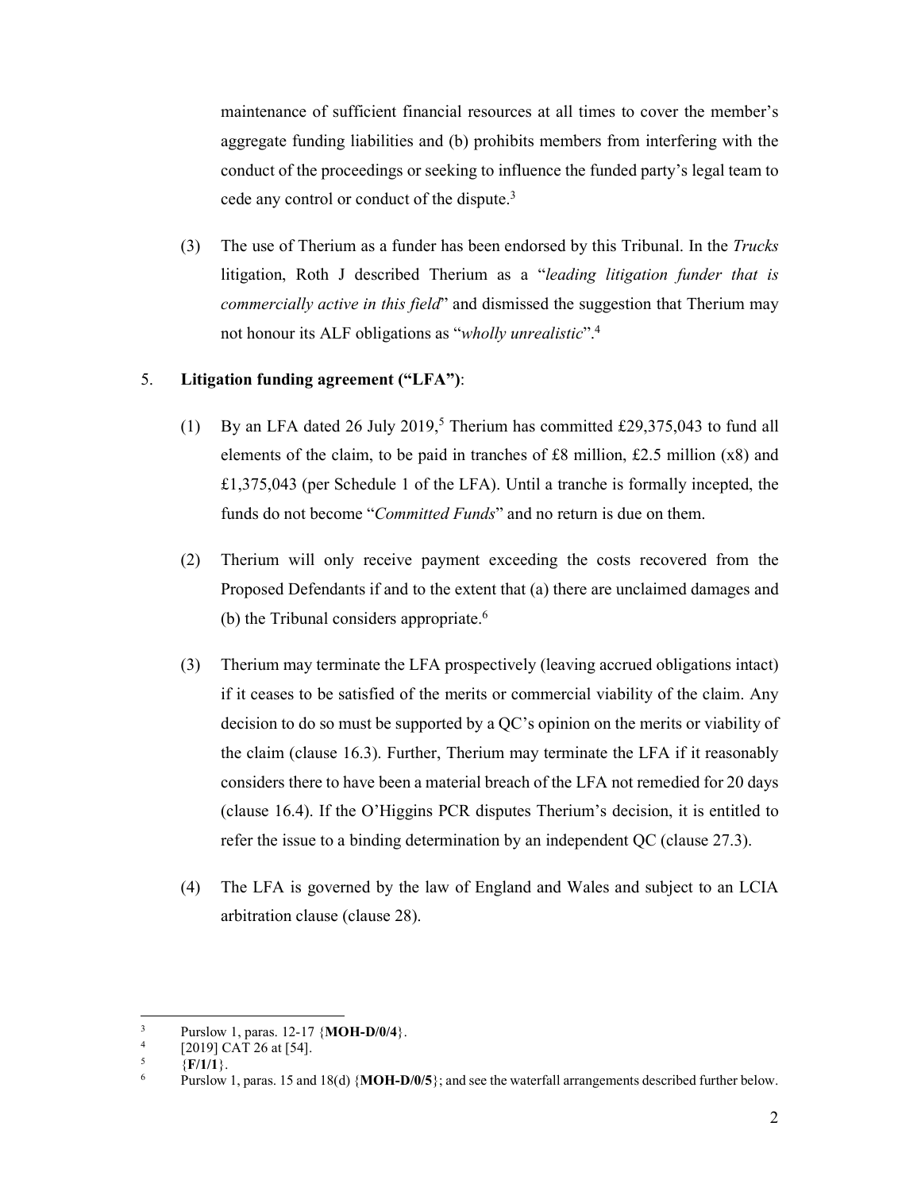maintenance of sufficient financial resources at all times to cover the member's aggregate funding liabilities and (b) prohibits members from interfering with the conduct of the proceedings or seeking to influence the funded party's legal team to cede any control or conduct of the dispute.[3]

(3) The use of Therium as a funder has been endorsed by this Tribunal. In the *Trucks* litigation, Roth J described Therium as a "*leading litigation funder that is commercially active in this field*" and dismissed the suggestion that Therium may not honour its ALF obligations as "*wholly unrealistic*".[4]

5. **Litigation funding agreement ("LFA")**:

(1) By an LFA dated 26 July 2019,[5] Therium has committed £29,375,043 to fund all elements of the claim, to be paid in tranches of £8 million, £2.5 million (x8) and £1,375,043 (per Schedule 1 of the LFA). Until a tranche is formally incepted, the funds do not become "*Committed Funds*" and no return is due on them.

(2) Therium will only receive payment exceeding the costs recovered from the Proposed Defendants if and to the extent that (a) there are unclaimed damages and (b) the Tribunal considers appropriate.[6]

(3) Therium may terminate the LFA prospectively (leaving accrued obligations intact) if it ceases to be satisfied of the merits or commercial viability of the claim. Any decision to do so must be supported by a QC's opinion on the merits or viability of the claim (clause 16.3). Further, Therium may terminate the LFA if it reasonably considers there to have been a material breach of the LFA not remedied for 20 days (clause 16.4). If the O'Higgins PCR disputes Therium's decision, it is entitled to refer the issue to a binding determination by an independent QC (clause 27.3).

(4) The LFA is governed by the law of England and Wales and subject to an LCIA arbitration clause (clause 28).

---

[3] Purslow 1, paras. 12-17 {**MOH-D/0/4**}.

[4] [2019] CAT 26 at [54].

[5] {**F/1/1**}.

[6] Purslow 1, paras. 15 and 18(d) {**MOH-D/0/5**}; and see the waterfall arrangements described further below.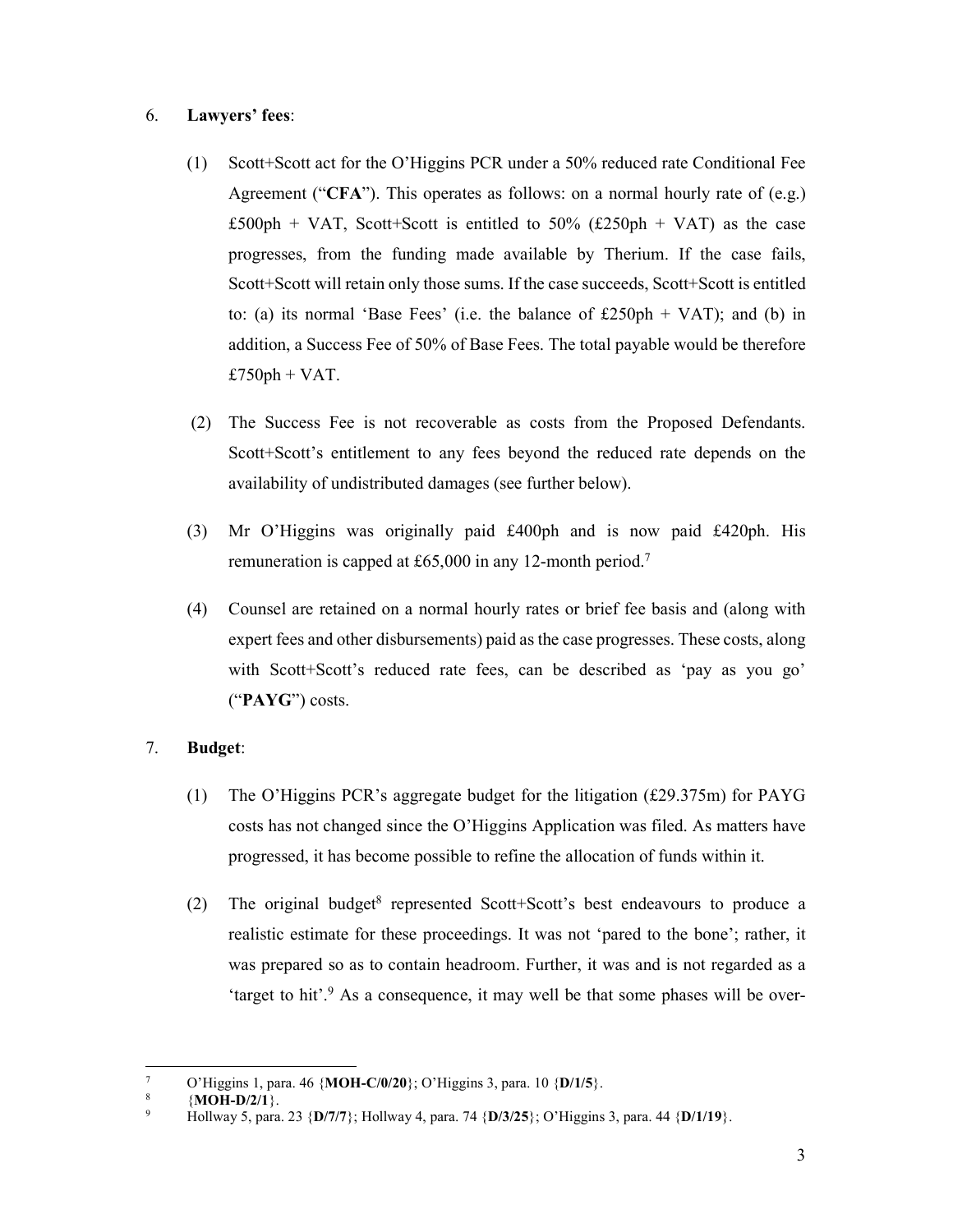6. **Lawyers' fees**:

   (1) Scott+Scott act for the O'Higgins PCR under a 50% reduced rate Conditional Fee Agreement ("**CFA**"). This operates as follows: on a normal hourly rate of (e.g.) £500ph + VAT, Scott+Scott is entitled to 50% (£250ph + VAT) as the case progresses, from the funding made available by Therium. If the case fails, Scott+Scott will retain only those sums. If the case succeeds, Scott+Scott is entitled to: (a) its normal 'Base Fees' (i.e. the balance of £250ph + VAT); and (b) in addition, a Success Fee of 50% of Base Fees. The total payable would be therefore £750ph + VAT.

   (2) The Success Fee is not recoverable as costs from the Proposed Defendants. Scott+Scott's entitlement to any fees beyond the reduced rate depends on the availability of undistributed damages (see further below).

   (3) Mr O'Higgins was originally paid £400ph and is now paid £420ph. His remuneration is capped at £65,000 in any 12-month period.[7]

   (4) Counsel are retained on a normal hourly rates or brief fee basis and (along with expert fees and other disbursements) paid as the case progresses. These costs, along with Scott+Scott's reduced rate fees, can be described as 'pay as you go' ("**PAYG**") costs.

7. **Budget**:

   (1) The O'Higgins PCR's aggregate budget for the litigation (£29.375m) for PAYG costs has not changed since the O'Higgins Application was filed. As matters have progressed, it has become possible to refine the allocation of funds within it.

   (2) The original budget[8] represented Scott+Scott's best endeavours to produce a realistic estimate for these proceedings. It was not 'pared to the bone'; rather, it was prepared so as to contain headroom. Further, it was and is not regarded as a 'target to hit'.[9] As a consequence, it may well be that some phases will be over-

---

[7] O'Higgins 1, para. 46 {**MOH-C/0/20**}; O'Higgins 3, para. 10 {**D/1/5**}.

[8] {**MOH-D/2/1**}.

[9] Hollway 5, para. 23 {**D/7/7**}; Hollway 4, para. 74 {**D/3/25**}; O'Higgins 3, para. 44 {**D/1/19**}.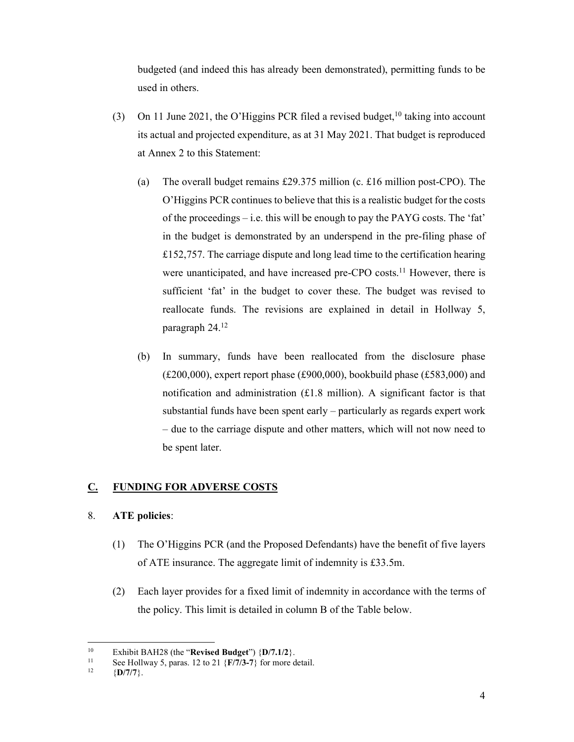budgeted (and indeed this has already been demonstrated), permitting funds to be used in others.

(3) On 11 June 2021, the O'Higgins PCR filed a revised budget,[10] taking into account its actual and projected expenditure, as at 31 May 2021. That budget is reproduced at Annex 2 to this Statement:

(a) The overall budget remains £29.375 million (c. £16 million post-CPO). The O'Higgins PCR continues to believe that this is a realistic budget for the costs of the proceedings – i.e. this will be enough to pay the PAYG costs. The 'fat' in the budget is demonstrated by an underspend in the pre-filing phase of £152,757. The carriage dispute and long lead time to the certification hearing were unanticipated, and have increased pre-CPO costs.[11] However, there is sufficient 'fat' in the budget to cover these. The budget was revised to reallocate funds. The revisions are explained in detail in Hollway 5, paragraph 24.[12]

(b) In summary, funds have been reallocated from the disclosure phase (£200,000), expert report phase (£900,000), bookbuild phase (£583,000) and notification and administration (£1.8 million). A significant factor is that substantial funds have been spent early – particularly as regards expert work – due to the carriage dispute and other matters, which will not now need to be spent later.

## C. FUNDING FOR ADVERSE COSTS

8. **ATE policies**:

(1) The O'Higgins PCR (and the Proposed Defendants) have the benefit of five layers of ATE insurance. The aggregate limit of indemnity is £33.5m.

(2) Each layer provides for a fixed limit of indemnity in accordance with the terms of the policy. This limit is detailed in column B of the Table below.

---

[10] Exhibit BAH28 (the "**Revised Budget**") {**D/7.1/2**}.

[11] See Hollway 5, paras. 12 to 21 {**F/7/3-7**} for more detail.

[12] {**D/7/7**}.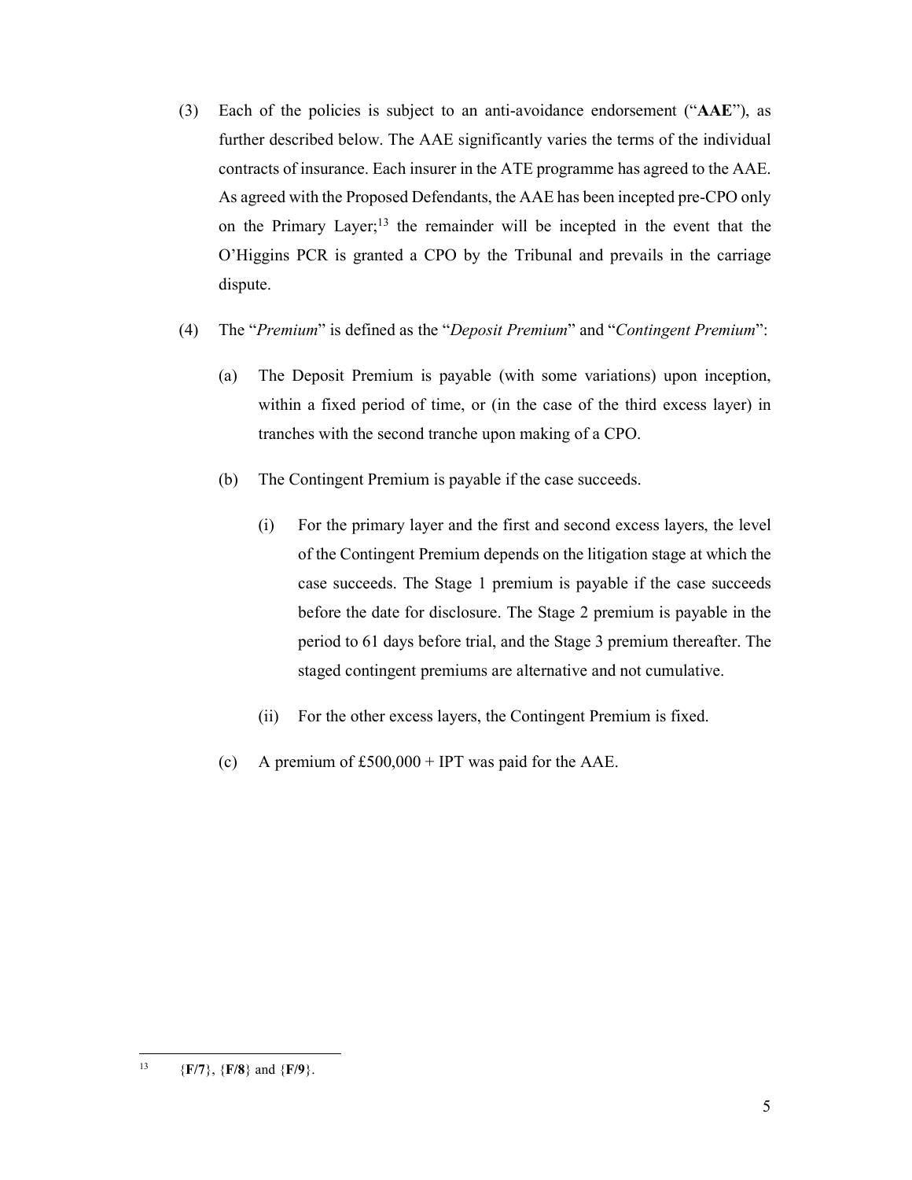(3) Each of the policies is subject to an anti-avoidance endorsement ("**AAE**"), as further described below. The AAE significantly varies the terms of the individual contracts of insurance. Each insurer in the ATE programme has agreed to the AAE. As agreed with the Proposed Defendants, the AAE has been incepted pre-CPO only on the Primary Layer;[13] the remainder will be incepted in the event that the O'Higgins PCR is granted a CPO by the Tribunal and prevails in the carriage dispute.

(4) The "*Premium*" is defined as the "*Deposit Premium*" and "*Contingent Premium*":

   (a) The Deposit Premium is payable (with some variations) upon inception, within a fixed period of time, or (in the case of the third excess layer) in tranches with the second tranche upon making of a CPO.

   (b) The Contingent Premium is payable if the case succeeds.

      (i) For the primary layer and the first and second excess layers, the level of the Contingent Premium depends on the litigation stage at which the case succeeds. The Stage 1 premium is payable if the case succeeds before the date for disclosure. The Stage 2 premium is payable in the period to 61 days before trial, and the Stage 3 premium thereafter. The staged contingent premiums are alternative and not cumulative.

      (ii) For the other excess layers, the Contingent Premium is fixed.

   (c) A premium of £500,000 + IPT was paid for the AAE.

---

[13] {**F/7**}, {**F/8**} and {**F/9**}.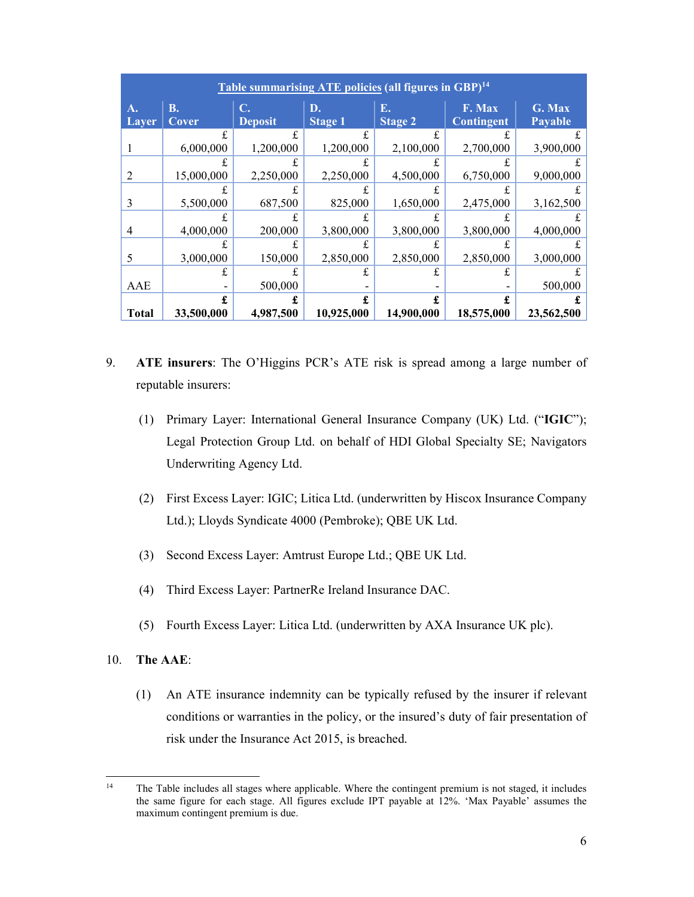| Table summarising ATE policies (all figures in GBP)[14] | | | | | | |
|---|---|---|---|---|---|---|
| **A. Layer** | **B. Cover** | **C. Deposit** | **D. Stage 1** | **E. Stage 2** | **F. Max Contingent** | **G. Max Payable** |
| 1 | £ 6,000,000 | £ 1,200,000 | £ 1,200,000 | £ 2,100,000 | £ 2,700,000 | £ 3,900,000 |
| 2 | £ 15,000,000 | £ 2,250,000 | £ 2,250,000 | £ 4,500,000 | £ 6,750,000 | £ 9,000,000 |
| 3 | £ 5,500,000 | £ 687,500 | £ 825,000 | £ 1,650,000 | £ 2,475,000 | £ 3,162,500 |
| 4 | £ 4,000,000 | £ 200,000 | £ 3,800,000 | £ 3,800,000 | £ 3,800,000 | £ 4,000,000 |
| 5 | £ 3,000,000 | £ 150,000 | £ 2,850,000 | £ 2,850,000 | £ 2,850,000 | £ 3,000,000 |
| AAE | £ - | £ 500,000 | £ - | £ - | £ - | £ 500,000 |
| **Total** | **£ 33,500,000** | **£ 4,987,500** | **£ 10,925,000** | **£ 14,900,000** | **£ 18,575,000** | **£ 23,562,500** |

9. **ATE insurers**: The O'Higgins PCR's ATE risk is spread among a large number of reputable insurers:

   (1) Primary Layer: International General Insurance Company (UK) Ltd. ("**IGIC**"); Legal Protection Group Ltd. on behalf of HDI Global Specialty SE; Navigators Underwriting Agency Ltd.

   (2) First Excess Layer: IGIC; Litica Ltd. (underwritten by Hiscox Insurance Company Ltd.); Lloyds Syndicate 4000 (Pembroke); QBE UK Ltd.

   (3) Second Excess Layer: Amtrust Europe Ltd.; QBE UK Ltd.

   (4) Third Excess Layer: PartnerRe Ireland Insurance DAC.

   (5) Fourth Excess Layer: Litica Ltd. (underwritten by AXA Insurance UK plc).

10. **The AAE**:

    (1) An ATE insurance indemnity can be typically refused by the insurer if relevant conditions or warranties in the policy, or the insured's duty of fair presentation of risk under the Insurance Act 2015, is breached.

[14] The Table includes all stages where applicable. Where the contingent premium is not staged, it includes the same figure for each stage. All figures exclude IPT payable at 12%. 'Max Payable' assumes the maximum contingent premium is due.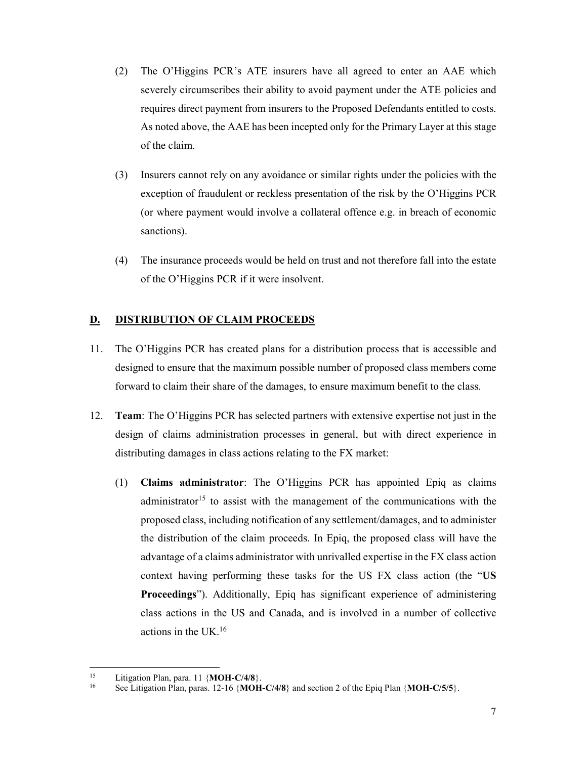(2) The O'Higgins PCR's ATE insurers have all agreed to enter an AAE which severely circumscribes their ability to avoid payment under the ATE policies and requires direct payment from insurers to the Proposed Defendants entitled to costs. As noted above, the AAE has been incepted only for the Primary Layer at this stage of the claim.

(3) Insurers cannot rely on any avoidance or similar rights under the policies with the exception of fraudulent or reckless presentation of the risk by the O'Higgins PCR (or where payment would involve a collateral offence e.g. in breach of economic sanctions).

(4) The insurance proceeds would be held on trust and not therefore fall into the estate of the O'Higgins PCR if it were insolvent.

## D. DISTRIBUTION OF CLAIM PROCEEDS

11. The O'Higgins PCR has created plans for a distribution process that is accessible and designed to ensure that the maximum possible number of proposed class members come forward to claim their share of the damages, to ensure maximum benefit to the class.

12. **Team**: The O'Higgins PCR has selected partners with extensive expertise not just in the design of claims administration processes in general, but with direct experience in distributing damages in class actions relating to the FX market:

    (1) **Claims administrator**: The O'Higgins PCR has appointed Epiq as claims administrator[15] to assist with the management of the communications with the proposed class, including notification of any settlement/damages, and to administer the distribution of the claim proceeds. In Epiq, the proposed class will have the advantage of a claims administrator with unrivalled expertise in the FX class action context having performing these tasks for the US FX class action (the "**US Proceedings**"). Additionally, Epiq has significant experience of administering class actions in the US and Canada, and is involved in a number of collective actions in the UK.[16]

---

[15] Litigation Plan, para. 11 {**MOH-C/4/8**}.

[16] See Litigation Plan, paras. 12-16 {**MOH-C/4/8**} and section 2 of the Epiq Plan {**MOH-C/5/5**}.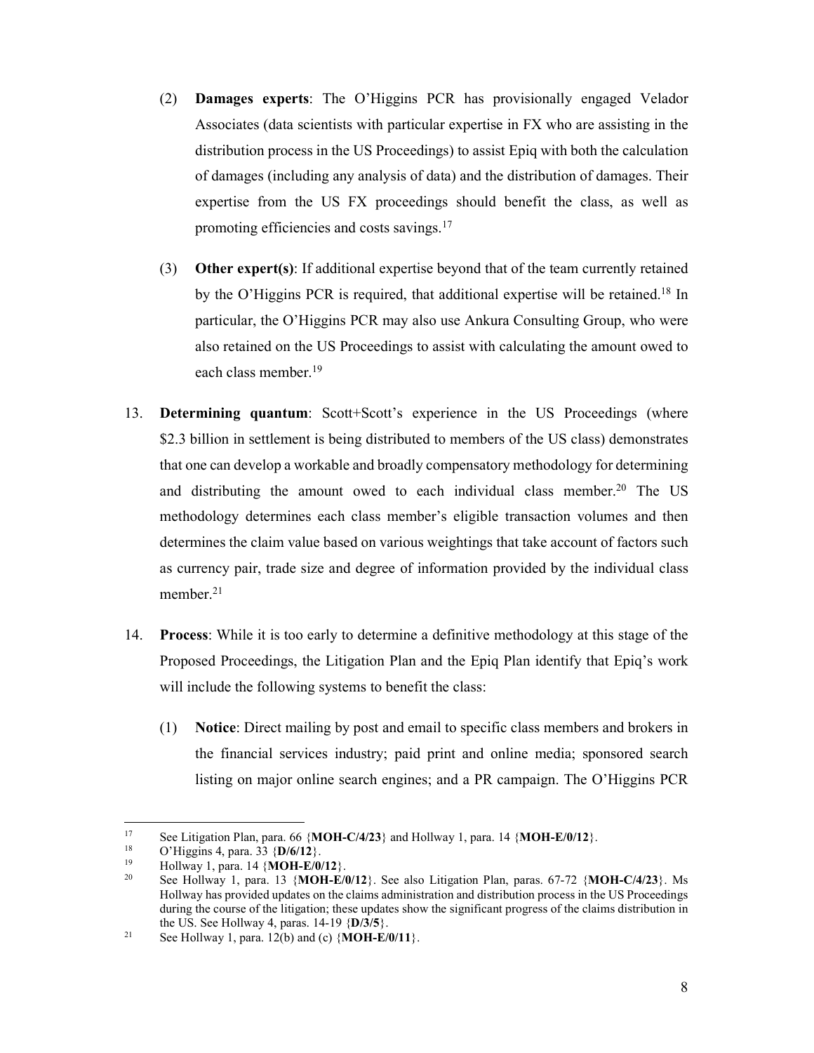(2) **Damages experts**: The O'Higgins PCR has provisionally engaged Velador Associates (data scientists with particular expertise in FX who are assisting in the distribution process in the US Proceedings) to assist Epiq with both the calculation of damages (including any analysis of data) and the distribution of damages. Their expertise from the US FX proceedings should benefit the class, as well as promoting efficiencies and costs savings.[17]

(3) **Other expert(s)**: If additional expertise beyond that of the team currently retained by the O'Higgins PCR is required, that additional expertise will be retained.[18] In particular, the O'Higgins PCR may also use Ankura Consulting Group, who were also retained on the US Proceedings to assist with calculating the amount owed to each class member.[19]

13. **Determining quantum**: Scott+Scott's experience in the US Proceedings (where $2.3 billion in settlement is being distributed to members of the US class) demonstrates that one can develop a workable and broadly compensatory methodology for determining and distributing the amount owed to each individual class member.[20] The US methodology determines each class member's eligible transaction volumes and then determines the claim value based on various weightings that take account of factors such as currency pair, trade size and degree of information provided by the individual class member.[21]

14. **Process**: While it is too early to determine a definitive methodology at this stage of the Proposed Proceedings, the Litigation Plan and the Epiq Plan identify that Epiq's work will include the following systems to benefit the class:

(1) **Notice**: Direct mailing by post and email to specific class members and brokers in the financial services industry; paid print and online media; sponsored search listing on major online search engines; and a PR campaign. The O'Higgins PCR

---

[17] See Litigation Plan, para. 66 {**MOH-C/4/23**} and Hollway 1, para. 14 {**MOH-E/0/12**}.

[18] O'Higgins 4, para. 33 {**D/6/12**}.

[19] Hollway 1, para. 14 {**MOH-E/0/12**}.

[20] See Hollway 1, para. 13 {**MOH-E/0/12**}. See also Litigation Plan, paras. 67-72 {**MOH-C/4/23**}. Ms Hollway has provided updates on the claims administration and distribution process in the US Proceedings during the course of the litigation; these updates show the significant progress of the claims distribution in the US. See Hollway 4, paras. 14-19 {**D/3/5**}.

[21] See Hollway 1, para. 12(b) and (c) {**MOH-E/0/11**}.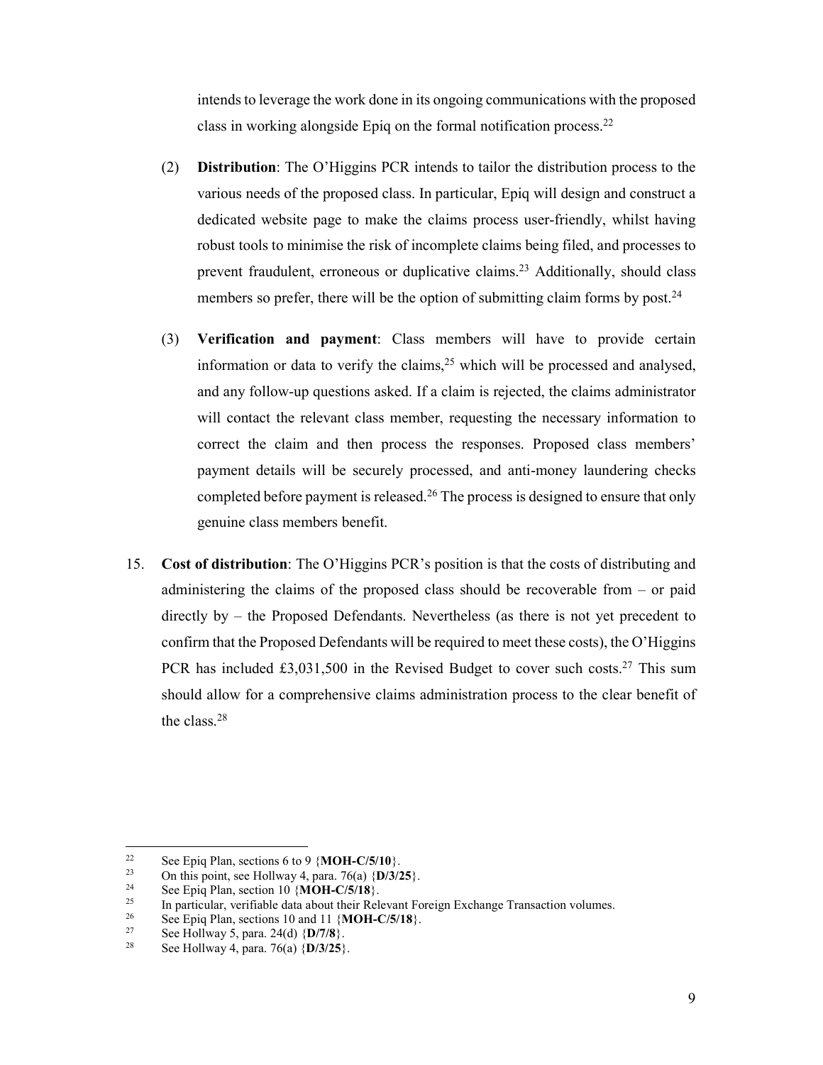intends to leverage the work done in its ongoing communications with the proposed class in working alongside Epiq on the formal notification process.[22]

(2) **Distribution**: The O'Higgins PCR intends to tailor the distribution process to the various needs of the proposed class. In particular, Epiq will design and construct a dedicated website page to make the claims process user-friendly, whilst having robust tools to minimise the risk of incomplete claims being filed, and processes to prevent fraudulent, erroneous or duplicative claims.[23] Additionally, should class members so prefer, there will be the option of submitting claim forms by post.[24]

(3) **Verification and payment**: Class members will have to provide certain information or data to verify the claims,[25] which will be processed and analysed, and any follow-up questions asked. If a claim is rejected, the claims administrator will contact the relevant class member, requesting the necessary information to correct the claim and then process the responses. Proposed class members' payment details will be securely processed, and anti-money laundering checks completed before payment is released.[26] The process is designed to ensure that only genuine class members benefit.

15. **Cost of distribution**: The O'Higgins PCR's position is that the costs of distributing and administering the claims of the proposed class should be recoverable from – or paid directly by – the Proposed Defendants. Nevertheless (as there is not yet precedent to confirm that the Proposed Defendants will be required to meet these costs), the O'Higgins PCR has included £3,031,500 in the Revised Budget to cover such costs.[27] This sum should allow for a comprehensive claims administration process to the clear benefit of the class.[28]

---

[22] See Epiq Plan, sections 6 to 9 {**MOH-C/5/10**}.

[23] On this point, see Hollway 4, para. 76(a) {**D/3/25**}.

[24] See Epiq Plan, section 10 {**MOH-C/5/18**}.

[25] In particular, verifiable data about their Relevant Foreign Exchange Transaction volumes.

[26] See Epiq Plan, sections 10 and 11 {**MOH-C/5/18**}.

[27] See Hollway 5, para. 24(d) {**D/7/8**}.

[28] See Hollway 4, para. 76(a) {**D/3/25**}.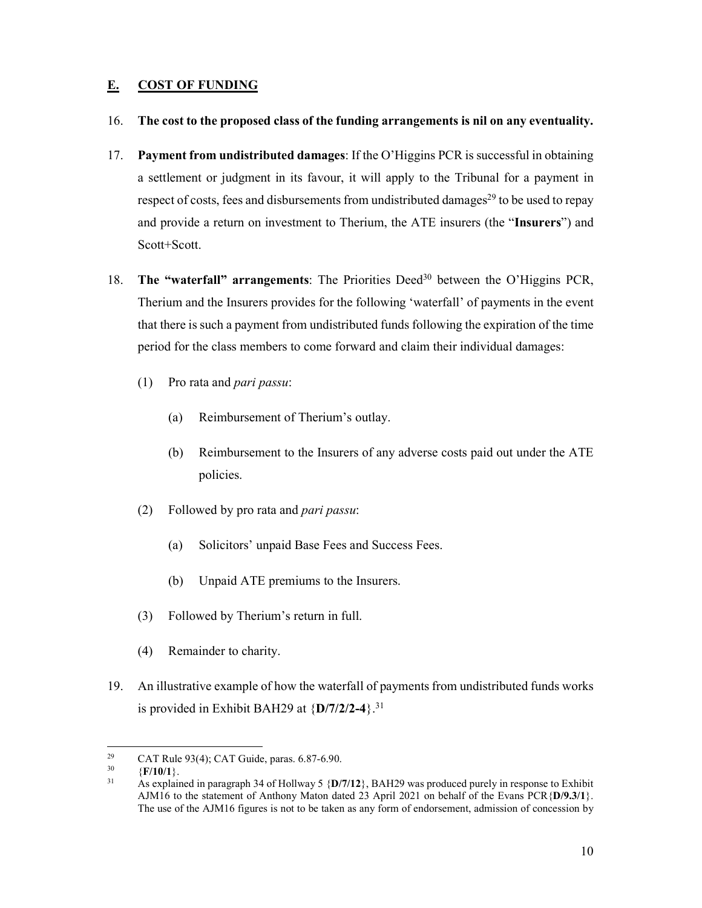## E. COST OF FUNDING

16. **The cost to the proposed class of the funding arrangements is nil on any eventuality.**

17. **Payment from undistributed damages**: If the O'Higgins PCR is successful in obtaining a settlement or judgment in its favour, it will apply to the Tribunal for a payment in respect of costs, fees and disbursements from undistributed damages[29] to be used to repay and provide a return on investment to Therium, the ATE insurers (the "**Insurers**") and Scott+Scott.

18. **The "waterfall" arrangements**: The Priorities Deed[30] between the O'Higgins PCR, Therium and the Insurers provides for the following 'waterfall' of payments in the event that there is such a payment from undistributed funds following the expiration of the time period for the class members to come forward and claim their individual damages:

    (1) Pro rata and *pari passu*:

        (a) Reimbursement of Therium's outlay.

        (b) Reimbursement to the Insurers of any adverse costs paid out under the ATE policies.

    (2) Followed by pro rata and *pari passu*:

        (a) Solicitors' unpaid Base Fees and Success Fees.

        (b) Unpaid ATE premiums to the Insurers.

    (3) Followed by Therium's return in full.

    (4) Remainder to charity.

19. An illustrative example of how the waterfall of payments from undistributed funds works is provided in Exhibit BAH29 at {**D/7/2/2-4**}.[31]

---

[29] CAT Rule 93(4); CAT Guide, paras. 6.87-6.90.

[30] {**F/10/1**}.

[31] As explained in paragraph 34 of Hollway 5 {**D/7/12**}, BAH29 was produced purely in response to Exhibit AJM16 to the statement of Anthony Maton dated 23 April 2021 on behalf of the Evans PCR{**D/9.3/1**}. The use of the AJM16 figures is not to be taken as any form of endorsement, admission of concession by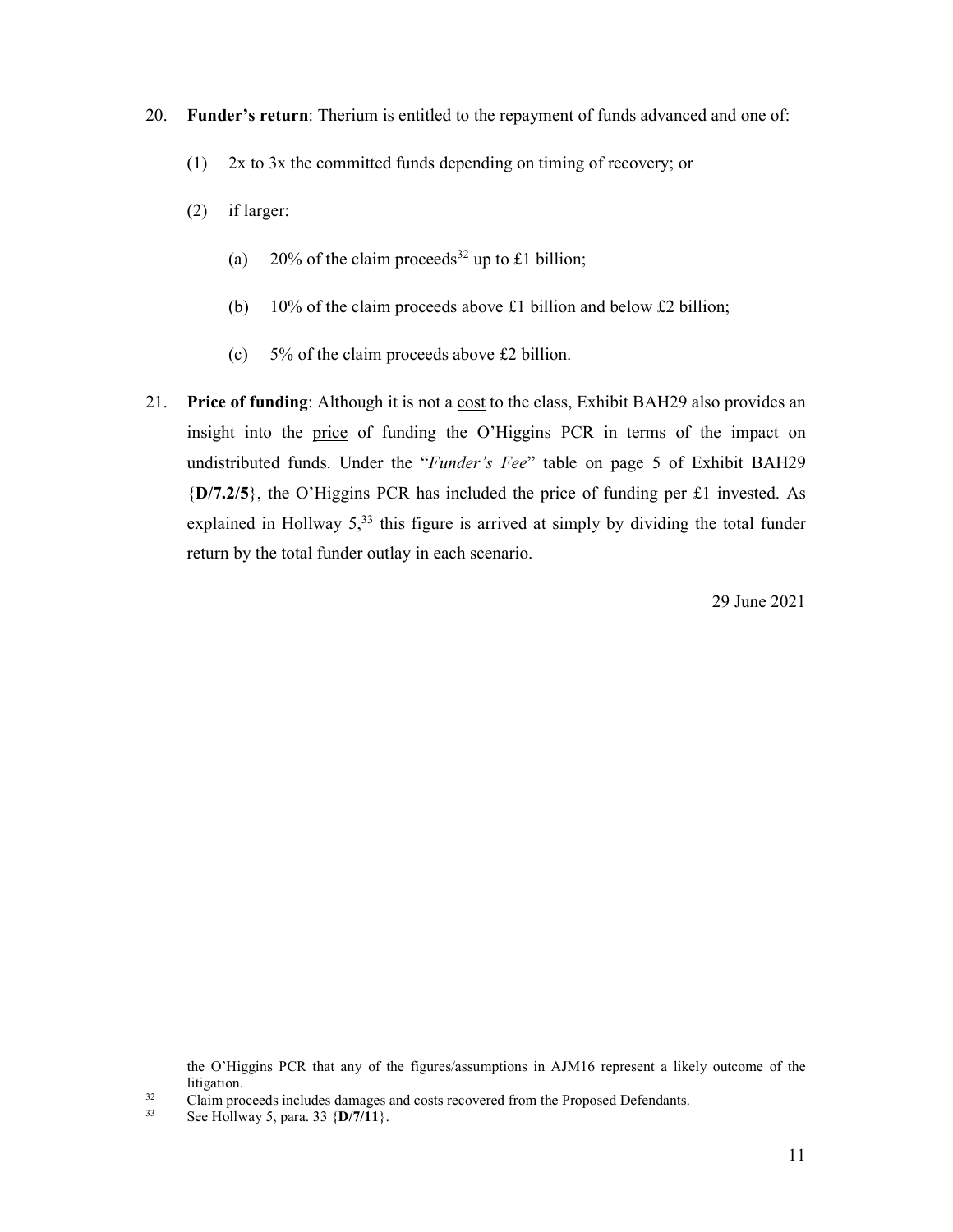20. **Funder's return**: Therium is entitled to the repayment of funds advanced and one of:

    (1) 2x to 3x the committed funds depending on timing of recovery; or

    (2) if larger:

        (a) 20% of the claim proceeds[32] up to £1 billion;

        (b) 10% of the claim proceeds above £1 billion and below £2 billion;

        (c) 5% of the claim proceeds above £2 billion.

21. **Price of funding**: Although it is not a <u>cost</u> to the class, Exhibit BAH29 also provides an insight into the <u>price</u> of funding the O'Higgins PCR in terms of the impact on undistributed funds. Under the "*Funder's Fee*" table on page 5 of Exhibit BAH29 {**D/7.2/5**}, the O'Higgins PCR has included the price of funding per £1 invested. As explained in Hollway 5,[33] this figure is arrived at simply by dividing the total funder return by the total funder outlay in each scenario.

29 June 2021

---

the O'Higgins PCR that any of the figures/assumptions in AJM16 represent a likely outcome of the litigation.

[32] Claim proceeds includes damages and costs recovered from the Proposed Defendants.

[33] See Hollway 5, para. 33 {**D/7/11**}.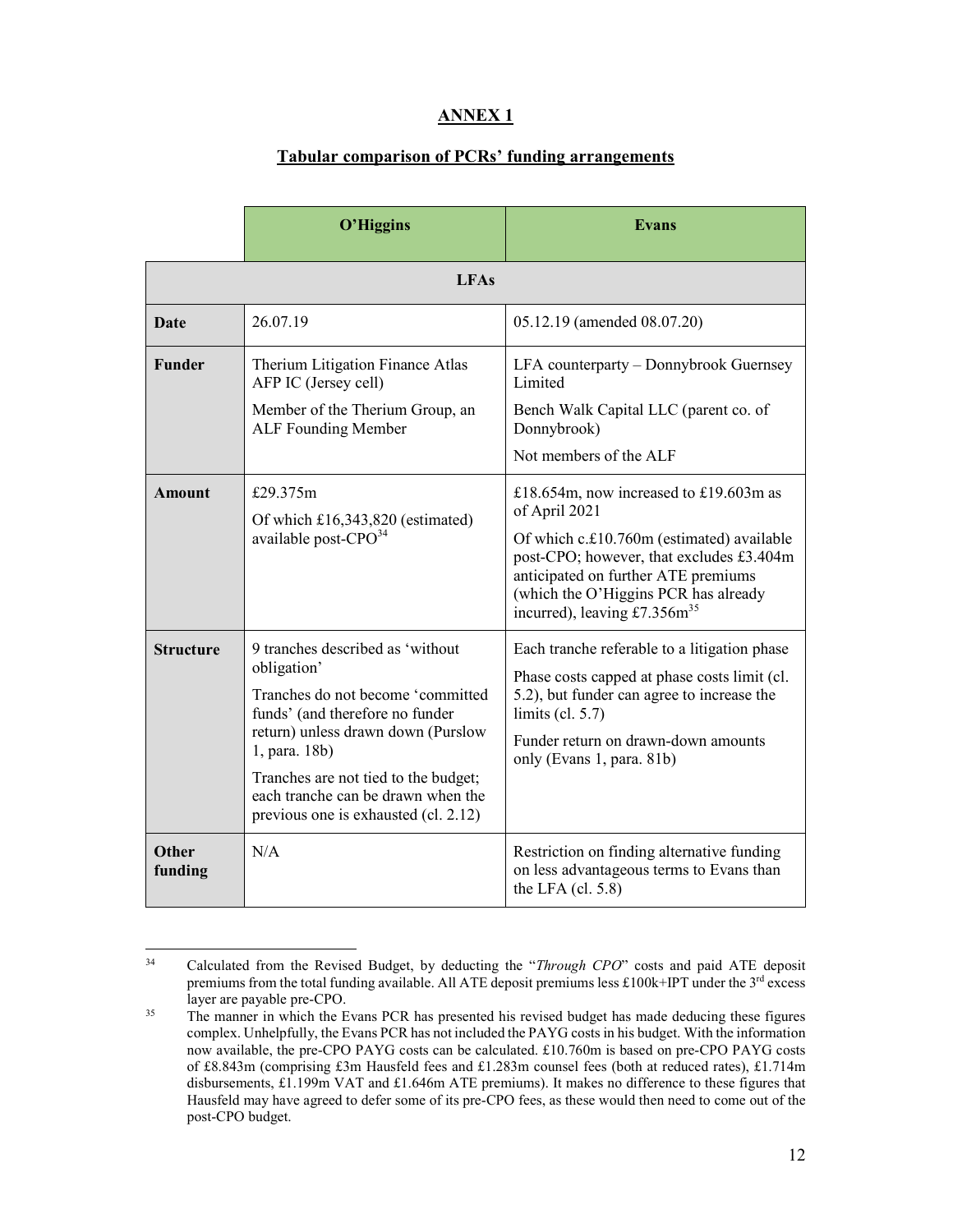## ANNEX 1

### Tabular comparison of PCRs' funding arrangements

| | **O'Higgins** | **Evans** |
|---|---|---|
| **LFAs** | | |
| **Date** | 26.07.19 | 05.12.19 (amended 08.07.20) |
| **Funder** | Therium Litigation Finance Atlas AFP IC (Jersey cell)<br><br>Member of the Therium Group, an ALF Founding Member | LFA counterparty – Donnybrook Guernsey Limited<br><br>Bench Walk Capital LLC (parent co. of Donnybrook)<br><br>Not members of the ALF |
| **Amount** | £29.375m<br><br>Of which £16,343,820 (estimated) available post-CPO[34] | £18.654m, now increased to £19.603m as of April 2021<br><br>Of which c.£10.760m (estimated) available post-CPO; however, that excludes £3.404m anticipated on further ATE premiums (which the O'Higgins PCR has already incurred), leaving £7.356m[35] |
| **Structure** | 9 tranches described as 'without obligation'<br><br>Tranches do not become 'committed funds' (and therefore no funder return) unless drawn down (Purslow 1, para. 18b)<br><br>Tranches are not tied to the budget; each tranche can be drawn when the previous one is exhausted (cl. 2.12) | Each tranche referable to a litigation phase<br><br>Phase costs capped at phase costs limit (cl. 5.2), but funder can agree to increase the limits (cl. 5.7)<br><br>Funder return on drawn-down amounts only (Evans 1, para. 81b) |
| **Other funding** | N/A | Restriction on finding alternative funding on less advantageous terms to Evans than the LFA (cl. 5.8) |

[34] Calculated from the Revised Budget, by deducting the "*Through CPO*" costs and paid ATE deposit premiums from the total funding available. All ATE deposit premiums less £100k+IPT under the 3rd excess layer are payable pre-CPO.

[35] The manner in which the Evans PCR has presented his revised budget has made deducing these figures complex. Unhelpfully, the Evans PCR has not included the PAYG costs in his budget. With the information now available, the pre-CPO PAYG costs can be calculated. £10.760m is based on pre-CPO PAYG costs of £8.843m (comprising £3m Hausfeld fees and £1.283m counsel fees (both at reduced rates), £1.714m disbursements, £1.199m VAT and £1.646m ATE premiums). It makes no difference to these figures that Hausfeld may have agreed to defer some of its pre-CPO fees, as these would then need to come out of the post-CPO budget.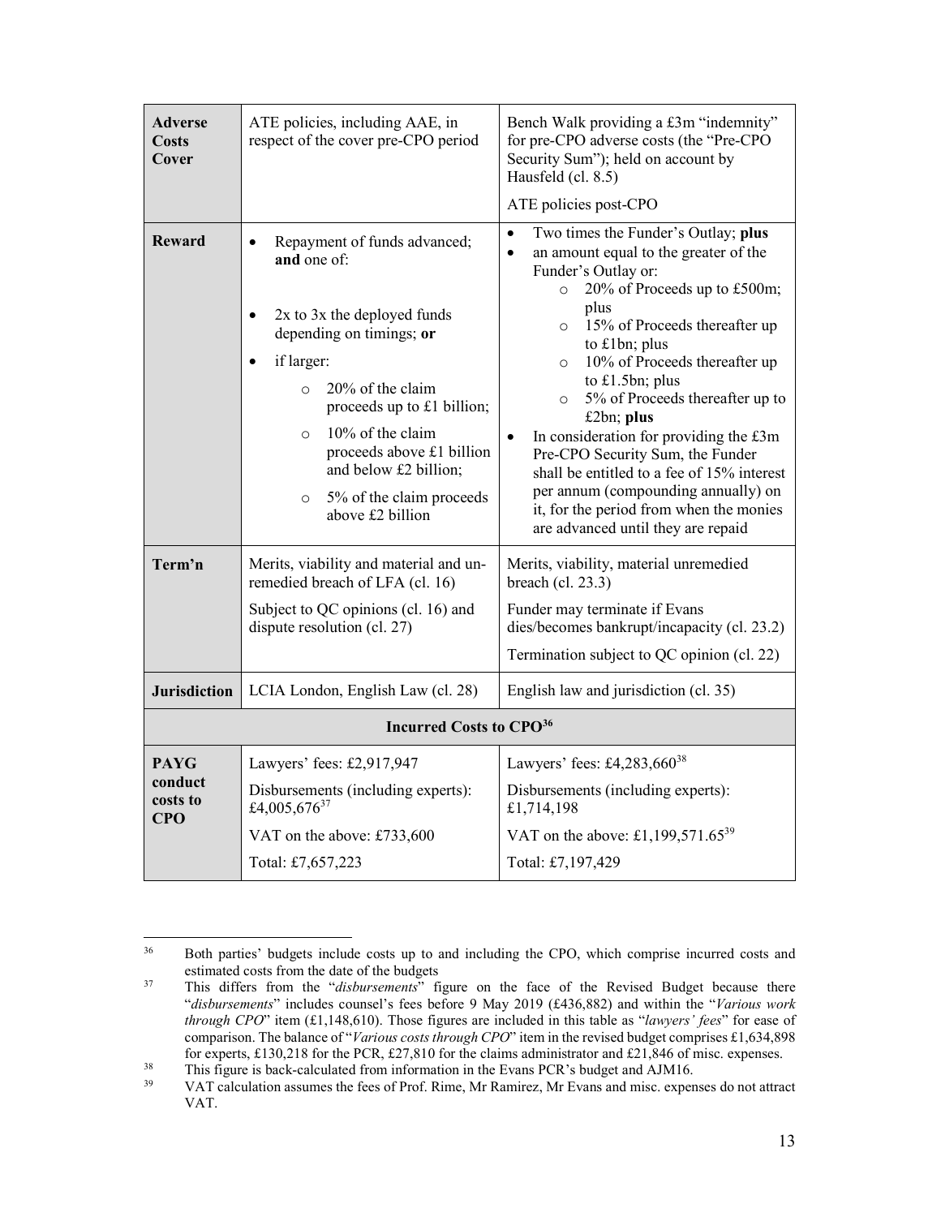| | | |
|---|---|---|
| **Adverse Costs Cover** | ATE policies, including AAE, in respect of the cover pre-CPO period | Bench Walk providing a £3m "indemnity" for pre-CPO adverse costs (the "Pre-CPO Security Sum"); held on account by Hausfeld (cl. 8.5)<br><br>ATE policies post-CPO |
| **Reward** | • Repayment of funds advanced; **and** one of:<br>• 2x to 3x the deployed funds depending on timings; **or**<br>• if larger:<br>  ○ 20% of the claim proceeds up to £1 billion;<br>  ○ 10% of the claim proceeds above £1 billion and below £2 billion;<br>  ○ 5% of the claim proceeds above £2 billion | • Two times the Funder's Outlay; **plus**<br>• an amount equal to the greater of the Funder's Outlay or:<br>  ○ 20% of Proceeds up to £500m; plus<br>  ○ 15% of Proceeds thereafter up to £1bn; plus<br>  ○ 10% of Proceeds thereafter up to £1.5bn; plus<br>  ○ 5% of Proceeds thereafter up to £2bn; **plus**<br>• In consideration for providing the £3m Pre-CPO Security Sum, the Funder shall be entitled to a fee of 15% interest per annum (compounding annually) on it, for the period from when the monies are advanced until they are repaid |
| **Term'n** | Merits, viability and material and un-remedied breach of LFA (cl. 16)<br><br>Subject to QC opinions (cl. 16) and dispute resolution (cl. 27) | Merits, viability, material unremedied breach (cl. 23.3)<br><br>Funder may terminate if Evans dies/becomes bankrupt/incapacity (cl. 23.2)<br><br>Termination subject to QC opinion (cl. 22) |
| **Jurisdiction** | LCIA London, English Law (cl. 28) | English law and jurisdiction (cl. 35) |
| **Incurred Costs to CPO**[36] | | |
| **PAYG conduct costs to CPO** | Lawyers' fees: £2,917,947<br><br>Disbursements (including experts): £4,005,676[37]<br><br>VAT on the above: £733,600<br><br>Total: £7,657,223 | Lawyers' fees: £4,283,660[38]<br><br>Disbursements (including experts): £1,714,198<br><br>VAT on the above: £1,199,571.65[39]<br><br>Total: £7,197,429 |

[36] Both parties' budgets include costs up to and including the CPO, which comprise incurred costs and estimated costs from the date of the budgets

[37] This differs from the "*disbursements*" figure on the face of the Revised Budget because there "*disbursements*" includes counsel's fees before 9 May 2019 (£436,882) and within the "*Various work through CPO*" item (£1,148,610). Those figures are included in this table as "*lawyers' fees*" for ease of comparison. The balance of "*Various costs through CPO*" item in the revised budget comprises £1,634,898 for experts, £130,218 for the PCR, £27,810 for the claims administrator and £21,846 of misc. expenses.

[38] This figure is back-calculated from information in the Evans PCR's budget and AJM16.

[39] VAT calculation assumes the fees of Prof. Rime, Mr Ramirez, Mr Evans and misc. expenses do not attract VAT.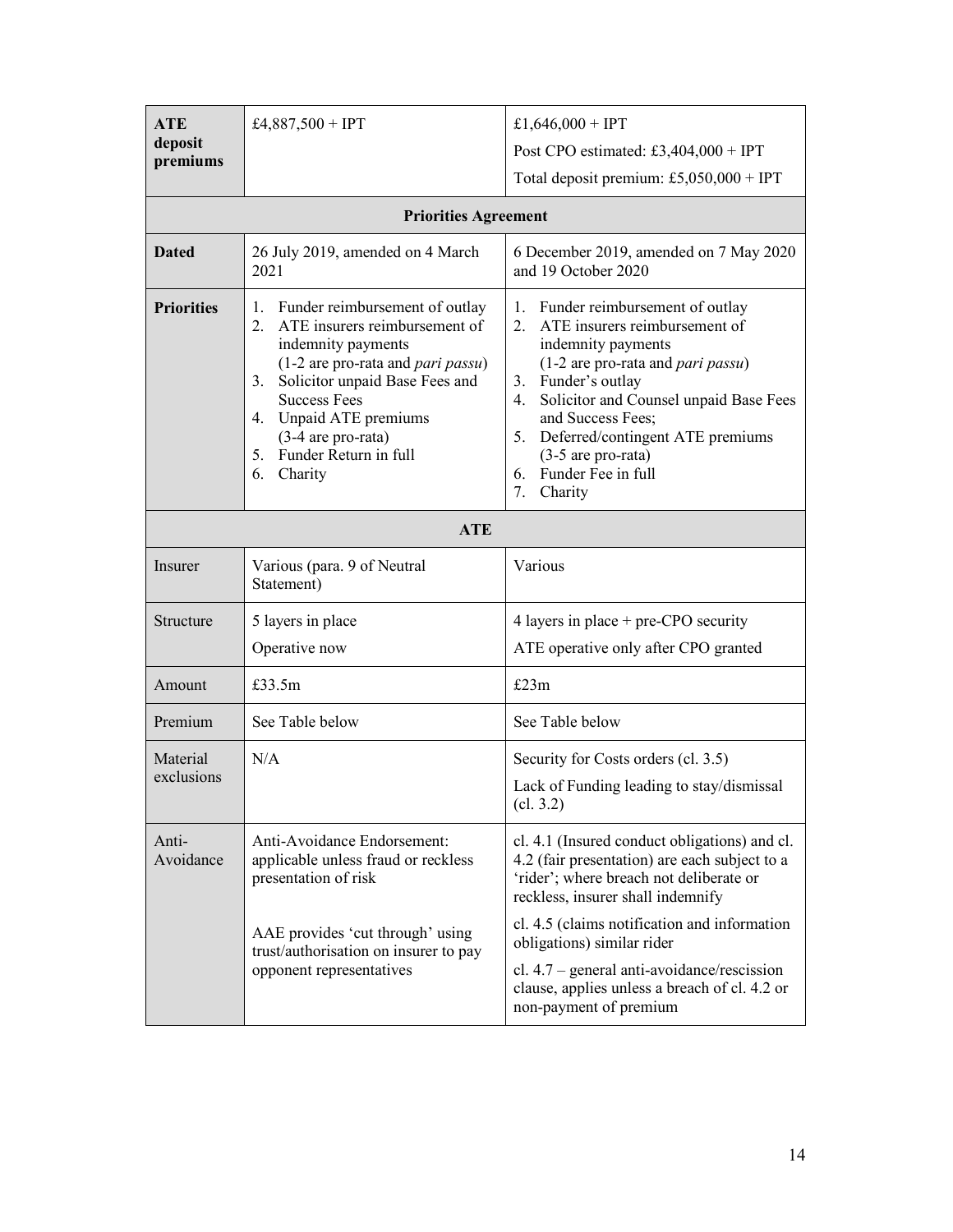| **ATE deposit premiums** | £4,887,500 + IPT | £1,646,000 + IPT<br>Post CPO estimated: £3,404,000 + IPT<br>Total deposit premium: £5,050,000 + IPT |
|---|---|---|
| **Priorities Agreement** | | |
| **Dated** | 26 July 2019, amended on 4 March 2021 | 6 December 2019, amended on 7 May 2020 and 19 October 2020 |
| **Priorities** | 1. Funder reimbursement of outlay<br>2. ATE insurers reimbursement of indemnity payments<br>(1-2 are pro-rata and *pari passu*)<br>3. Solicitor unpaid Base Fees and Success Fees<br>4. Unpaid ATE premiums<br>(3-4 are pro-rata)<br>5. Funder Return in full<br>6. Charity | 1. Funder reimbursement of outlay<br>2. ATE insurers reimbursement of indemnity payments<br>(1-2 are pro-rata and *pari passu*)<br>3. Funder's outlay<br>4. Solicitor and Counsel unpaid Base Fees and Success Fees;<br>5. Deferred/contingent ATE premiums<br>(3-5 are pro-rata)<br>6. Funder Fee in full<br>7. Charity |
| **ATE** | | |
| Insurer | Various (para. 9 of Neutral Statement) | Various |
| Structure | 5 layers in place<br>Operative now | 4 layers in place + pre-CPO security<br>ATE operative only after CPO granted |
| Amount | £33.5m | £23m |
| Premium | See Table below | See Table below |
| Material exclusions | N/A | Security for Costs orders (cl. 3.5)<br>Lack of Funding leading to stay/dismissal (cl. 3.2) |
| Anti-Avoidance | Anti-Avoidance Endorsement: applicable unless fraud or reckless presentation of risk<br><br>AAE provides 'cut through' using trust/authorisation on insurer to pay opponent representatives | cl. 4.1 (Insured conduct obligations) and cl. 4.2 (fair presentation) are each subject to a 'rider'; where breach not deliberate or reckless, insurer shall indemnify<br>cl. 4.5 (claims notification and information obligations) similar rider<br>cl. 4.7 – general anti-avoidance/rescission clause, applies unless a breach of cl. 4.2 or non-payment of premium |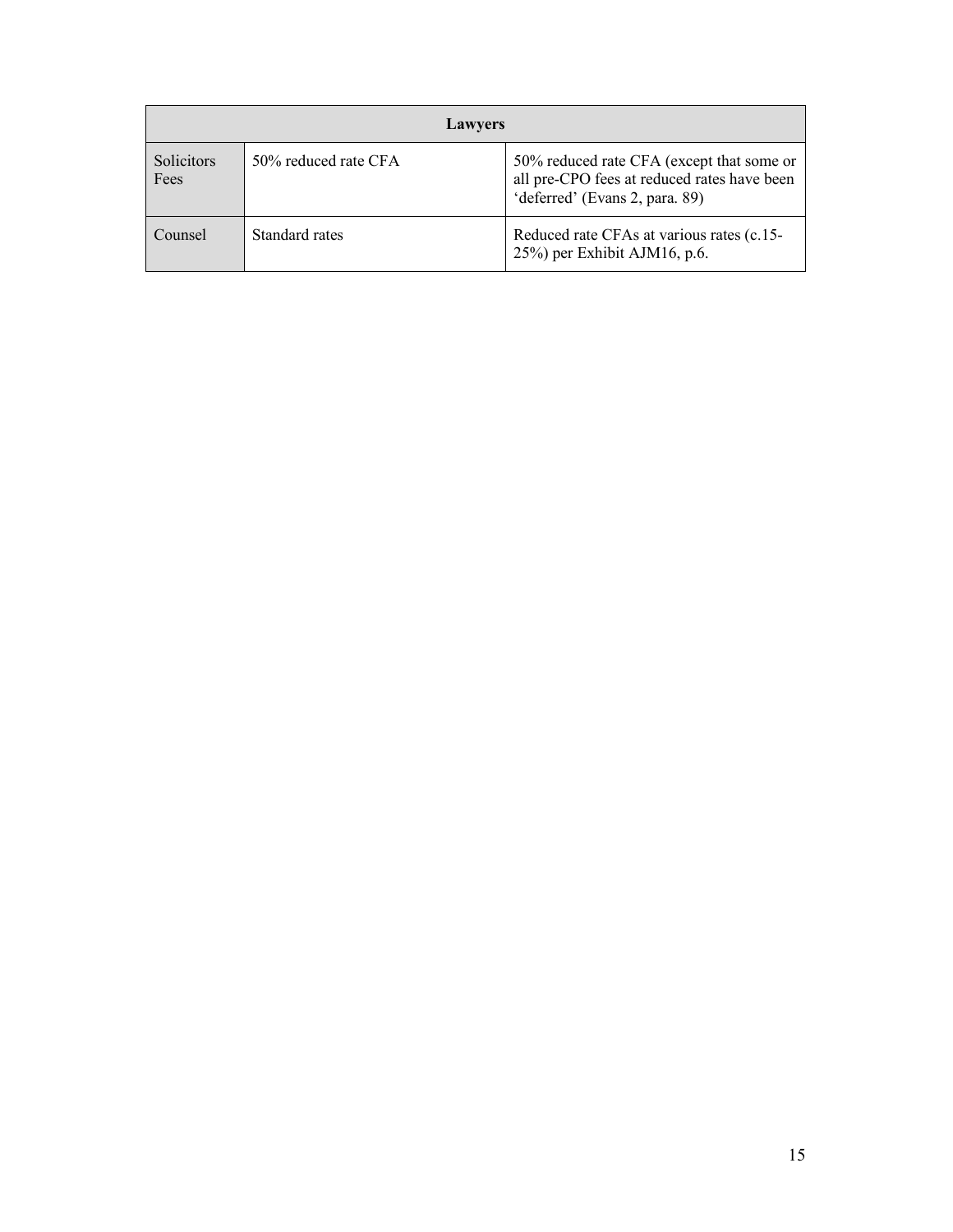| Lawyers | | |
|---|---|---|
| Solicitors Fees | 50% reduced rate CFA | 50% reduced rate CFA (except that some or all pre-CPO fees at reduced rates have been 'deferred' (Evans 2, para. 89) |
| Counsel | Standard rates | Reduced rate CFAs at various rates (c.15-25%) per Exhibit AJM16, p.6. |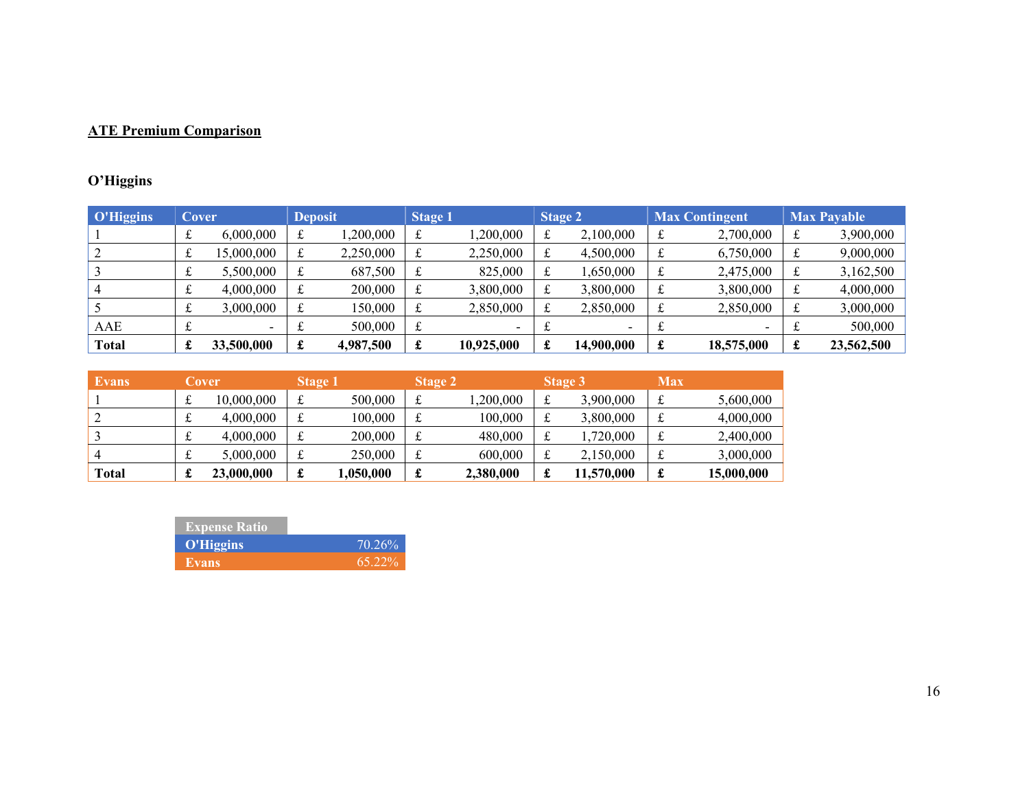**ATE Premium Comparison**

**O'Higgins**

| O'Higgins | Cover | Deposit | Stage 1 | Stage 2 | Max Contingent | Max Payable |
|---|---|---|---|---|---|---|
| 1 | £ 6,000,000 | £ 1,200,000 | £ 1,200,000 | £ 2,100,000 | £ 2,700,000 | £ 3,900,000 |
| 2 | £ 15,000,000 | £ 2,250,000 | £ 2,250,000 | £ 4,500,000 | £ 6,750,000 | £ 9,000,000 |
| 3 | £ 5,500,000 | £ 687,500 | £ 825,000 | £ 1,650,000 | £ 2,475,000 | £ 3,162,500 |
| 4 | £ 4,000,000 | £ 200,000 | £ 3,800,000 | £ 3,800,000 | £ 3,800,000 | £ 4,000,000 |
| 5 | £ 3,000,000 | £ 150,000 | £ 2,850,000 | £ 2,850,000 | £ 2,850,000 | £ 3,000,000 |
| AAE | £ - | £ 500,000 | £ - | £ - | £ - | £ 500,000 |
| **Total** | **£ 33,500,000** | **£ 4,987,500** | **£ 10,925,000** | **£ 14,900,000** | **£ 18,575,000** | **£ 23,562,500** |

| Evans | Cover | Stage 1 | Stage 2 | Stage 3 | Max |
|---|---|---|---|---|---|
| 1 | £ 10,000,000 | £ 500,000 | £ 1,200,000 | £ 3,900,000 | £ 5,600,000 |
| 2 | £ 4,000,000 | £ 100,000 | £ 100,000 | £ 3,800,000 | £ 4,000,000 |
| 3 | £ 4,000,000 | £ 200,000 | £ 480,000 | £ 1,720,000 | £ 2,400,000 |
| 4 | £ 5,000,000 | £ 250,000 | £ 600,000 | £ 2,150,000 | £ 3,000,000 |
| **Total** | **£ 23,000,000** | **£ 1,050,000** | **£ 2,380,000** | **£ 11,570,000** | **£ 15,000,000** |

| Expense Ratio | |
|---|---|
| O'Higgins | 70.26% |
| Evans | 65.22% |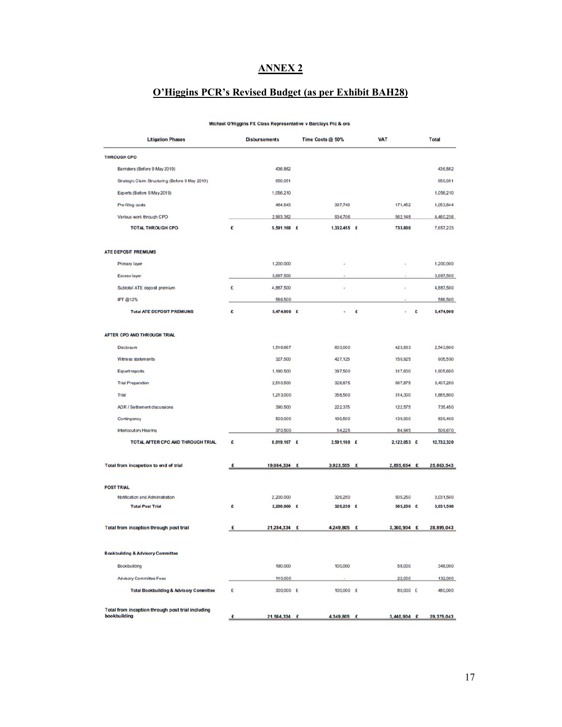## ANNEX 2

## O'Higgins PCR's Revised Budget (as per Exhibit BAH28)

Michael O'Higgins FX Class Representative v Barclays Plc & ors

| Litigation Phases | Disbursements | Time Costs @ 50% | VAT | Total |
|---|---|---|---|---|
| **THROUGH CPO** | | | | |
| Barristers (Before 9 May 2019) | 436,882 | | | 436,882 |
| Strategic Claim Structuring (Before 9 May 2019) | 650,051 | | | 650,051 |
| Experts (Before 9 May 2019) | 1,056,210 | | | 1,056,210 |
| Pre-filing costs | 484,643 | 397,749 | 171,452 | 1,053,844 |
| Various work through CPO | 2,963,382 | 934,706 | 562,148 | 4,460,236 |
| **TOTAL THROUGH CPO** | £ 5,591,168 | £ 1,332,455 | £ 733,600 | 7,657,223 |
| **ATE DEPOSIT PREMIUMS** | | | | |
| Primary layer | 1,200,000 | - | - | 1,200,000 |
| Excess layer | 3,687,500 | - | - | 3,687,500 |
| Subtotal ATE deposit premium | £ 4,887,500 | - | - | 4,887,500 |
| IPT @12% | 586,500 | | - | 586,500 |
| **Total ATE DEPOSIT PREMIUMS** | £ 5,474,000 | £ - | £ - | £ 5,474,000 |
| **AFTER CPO AND THROUGH TRIAL** | | | | |
| Disclosure | 1,516,667 | 603,000 | 423,933 | 2,543,600 |
| Witness statements | 327,500 | 427,125 | 150,925 | 905,550 |
| Expert reports | 1,190,500 | 397,500 | 317,600 | 1,905,600 |
| Trial Preparation | 2,510,500 | 328,875 | 567,875 | 3,407,250 |
| Trial | 1,213,000 | 358,500 | 314,300 | 1,885,800 |
| ADR / Settlement discussions | 390,500 | 222,375 | 122,575 | 735,450 |
| Contingency | 500,000 | 199,500 | 139,900 | 839,400 |
| Interlocutory Hearing | 370,500 | 54,225 | 84,945 | 509,670 |
| **TOTAL AFTER CPO AND THROUGH TRIAL** | £ 8,019,167 | £ 2,591,100 | £ 2,122,053 | £ 12,732,320 |
| **Total from incepetion to end of trial** | £ 19,084,334 | £ 3,923,555 | £ 2,855,654 | £ 25,863,543 |
| **POST TRIAL** | | | | |
| Notification and Administration | 2,200,000 | 326,250 | 505,250 | 3,031,500 |
| **Total Post Trial** | £ 2,200,000 | £ 326,250 | £ 505,250 | £ 3,031,500 |
| **Total from inception through post trial** | £ 21,284,334 | £ 4,249,805 | £ 3,360,904 | £ 28,895,043 |
| **Bookbuilding & Advisory Committee** | | | | |
| Bookbuilding | 190,000 | 100,000 | 58,000 | 348,000 |
| Advisory Committee Fees | 110,000 | - | 22,000 | 132,000 |
| **Total Bookbuilding & Advisory Committee** | £ 300,000 | £ 100,000 | £ 80,000 | £ 480,000 |
| **Total from inception through post trial including bookbuilding** | £ 21,584,334 | £ 4,349,805 | £ 3,440,904 | £ 29,375,043 |